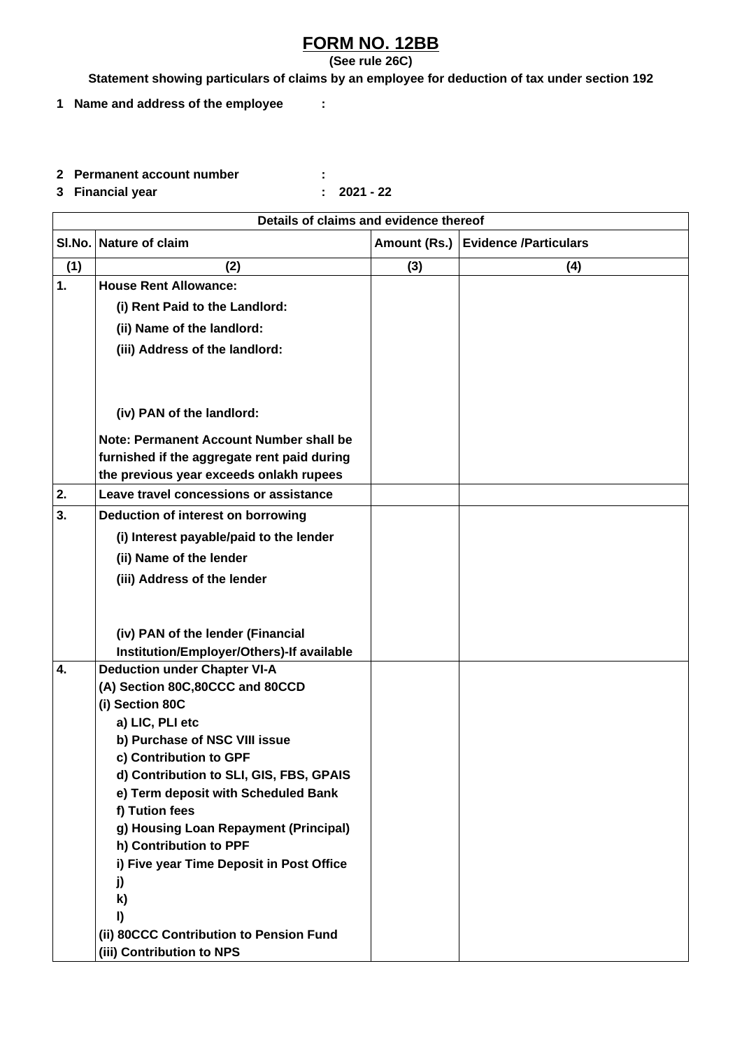# FORM NO. 12BB

**(See rule 26C)**

**Statement showing particulars of claims by an employee for deduction of tax under section 192**

**1 Name and address of the employee :**

**2 Permanent account number :**

**3 Financial year : 2021 - 22**

| Details of claims and evidence thereof | | | |
|---|---|---|---|
| **Sl.No.** | **Nature of claim** | **Amount (Rs.)** | **Evidence /Particulars** |
| **(1)** | **(2)** | **(3)** | **(4)** |
| **1.** | **House Rent Allowance:**<br>**(i) Rent Paid to the Landlord:**<br>**(ii) Name of the landlord:**<br>**(iii) Address of the landlord:**<br><br>**(iv) PAN of the landlord:**<br>**Note: Permanent Account Number shall be furnished if the aggregate rent paid during the previous year exceeds onlakh rupees** | | |
| **2.** | **Leave travel concessions or assistance** | | |
| **3.** | **Deduction of interest on borrowing**<br>**(i) Interest payable/paid to the lender**<br>**(ii) Name of the lender**<br>**(iii) Address of the lender**<br><br>**(iv) PAN of the lender (Financial Institution/Employer/Others)-If available** | | |
| **4.** | **Deduction under Chapter VI-A**<br>**(A) Section 80C,80CCC and 80CCD**<br>**(i) Section 80C**<br>**a) LIC, PLI etc**<br>**b) Purchase of NSC VIII issue**<br>**c) Contribution to GPF**<br>**d) Contribution to SLI, GIS, FBS, GPAIS**<br>**e) Term deposit with Scheduled Bank**<br>**f) Tution fees**<br>**g) Housing Loan Repayment (Principal)**<br>**h) Contribution to PPF**<br>**i) Five year Time Deposit in Post Office**<br>**j)**<br>**k)**<br>**l)**<br>**(ii) 80CCC Contribution to Pension Fund**<br>**(iii) Contribution to NPS** | | |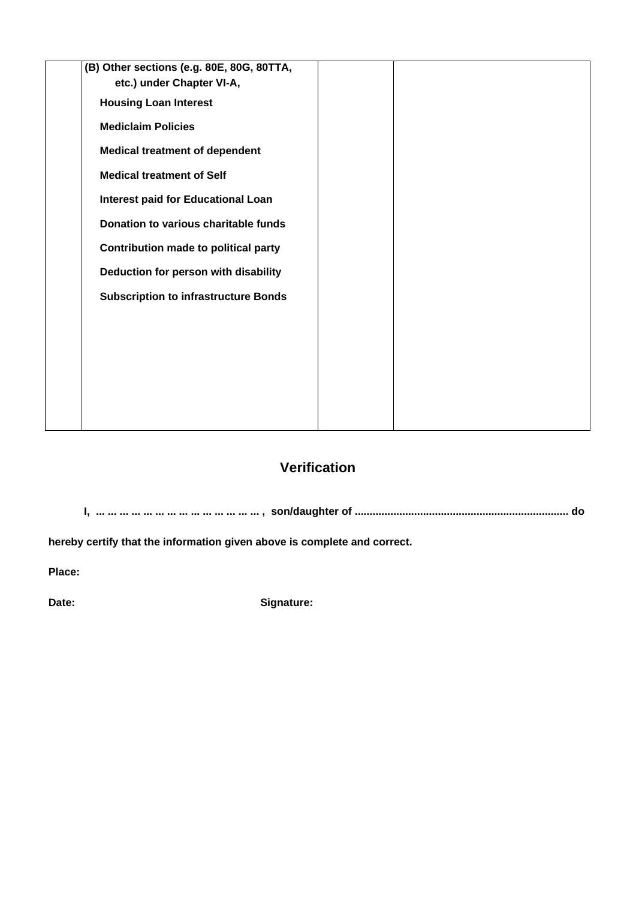| | | | |
|---|---|---|---|
| | **(B) Other sections (e.g. 80E, 80G, 80TTA, etc.) under Chapter VI-A,**<br>**Housing Loan Interest**<br>**Mediclaim Policies**<br>**Medical treatment of dependent**<br>**Medical treatment of Self**<br>**Interest paid for Educational Loan**<br>**Donation to various charitable funds**<br>**Contribution made to political party**<br>**Deduction for person with disability**<br>**Subscription to infrastructure Bonds** | | |

## Verification

**I, ... ... ... ... ... ... ... ... ... ... ... ... ... ... , son/daughter of ....................................................................... do hereby certify that the information given above is complete and correct.**

**Place:**

**Date:** **Signature:**